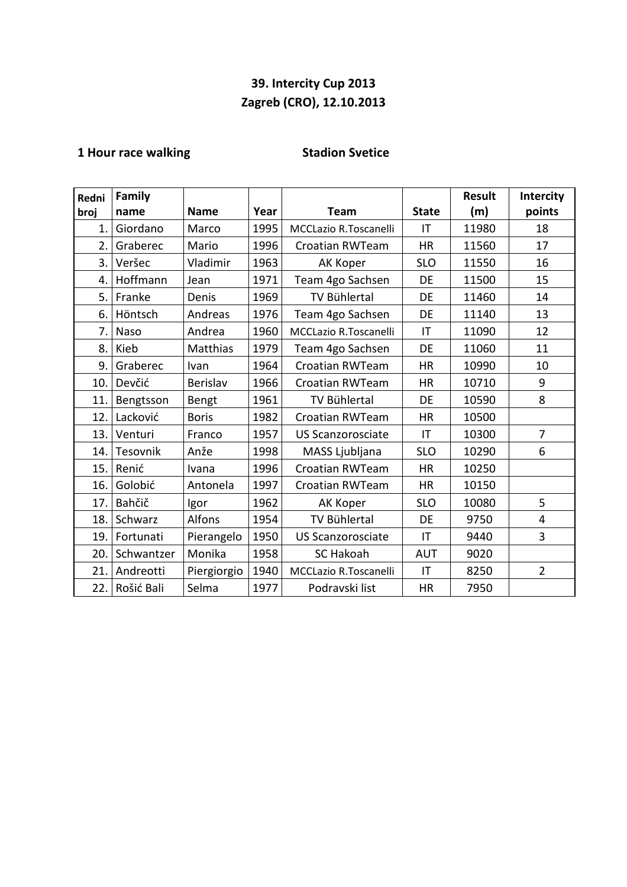# 39. Intercity Cup 2013
## Zagreb (CRO), 12.10.2013

**1 Hour race walking** **Stadion Svetice**

| Redni broj | Family name | Name | Year | Team | State | Result (m) | Intercity points |
|---|---|---|---|---|---|---|---|
| 1. | Giordano | Marco | 1995 | MCCLazio R.Toscanelli | IT | 11980 | 18 |
| 2. | Graberec | Mario | 1996 | Croatian RWTeam | HR | 11560 | 17 |
| 3. | Veršec | Vladimir | 1963 | AK Koper | SLO | 11550 | 16 |
| 4. | Hoffmann | Jean | 1971 | Team 4go Sachsen | DE | 11500 | 15 |
| 5. | Franke | Denis | 1969 | TV Bühlertal | DE | 11460 | 14 |
| 6. | Höntsch | Andreas | 1976 | Team 4go Sachsen | DE | 11140 | 13 |
| 7. | Naso | Andrea | 1960 | MCCLazio R.Toscanelli | IT | 11090 | 12 |
| 8. | Kieb | Matthias | 1979 | Team 4go Sachsen | DE | 11060 | 11 |
| 9. | Graberec | Ivan | 1964 | Croatian RWTeam | HR | 10990 | 10 |
| 10. | Devčić | Berislav | 1966 | Croatian RWTeam | HR | 10710 | 9 |
| 11. | Bengtsson | Bengt | 1961 | TV Bühlertal | DE | 10590 | 8 |
| 12. | Lacković | Boris | 1982 | Croatian RWTeam | HR | 10500 | |
| 13. | Venturi | Franco | 1957 | US Scanzorosciate | IT | 10300 | 7 |
| 14. | Tesovnik | Anže | 1998 | MASS Ljubljana | SLO | 10290 | 6 |
| 15. | Renić | Ivana | 1996 | Croatian RWTeam | HR | 10250 | |
| 16. | Golobić | Antonela | 1997 | Croatian RWTeam | HR | 10150 | |
| 17. | Bahčič | Igor | 1962 | AK Koper | SLO | 10080 | 5 |
| 18. | Schwarz | Alfons | 1954 | TV Bühlertal | DE | 9750 | 4 |
| 19. | Fortunati | Pierangelo | 1950 | US Scanzorosciate | IT | 9440 | 3 |
| 20. | Schwantzer | Monika | 1958 | SC Hakoah | AUT | 9020 | |
| 21. | Andreotti | Piergiorgio | 1940 | MCCLazio R.Toscanelli | IT | 8250 | 2 |
| 22. | Rošić Bali | Selma | 1977 | Podravski list | HR | 7950 | |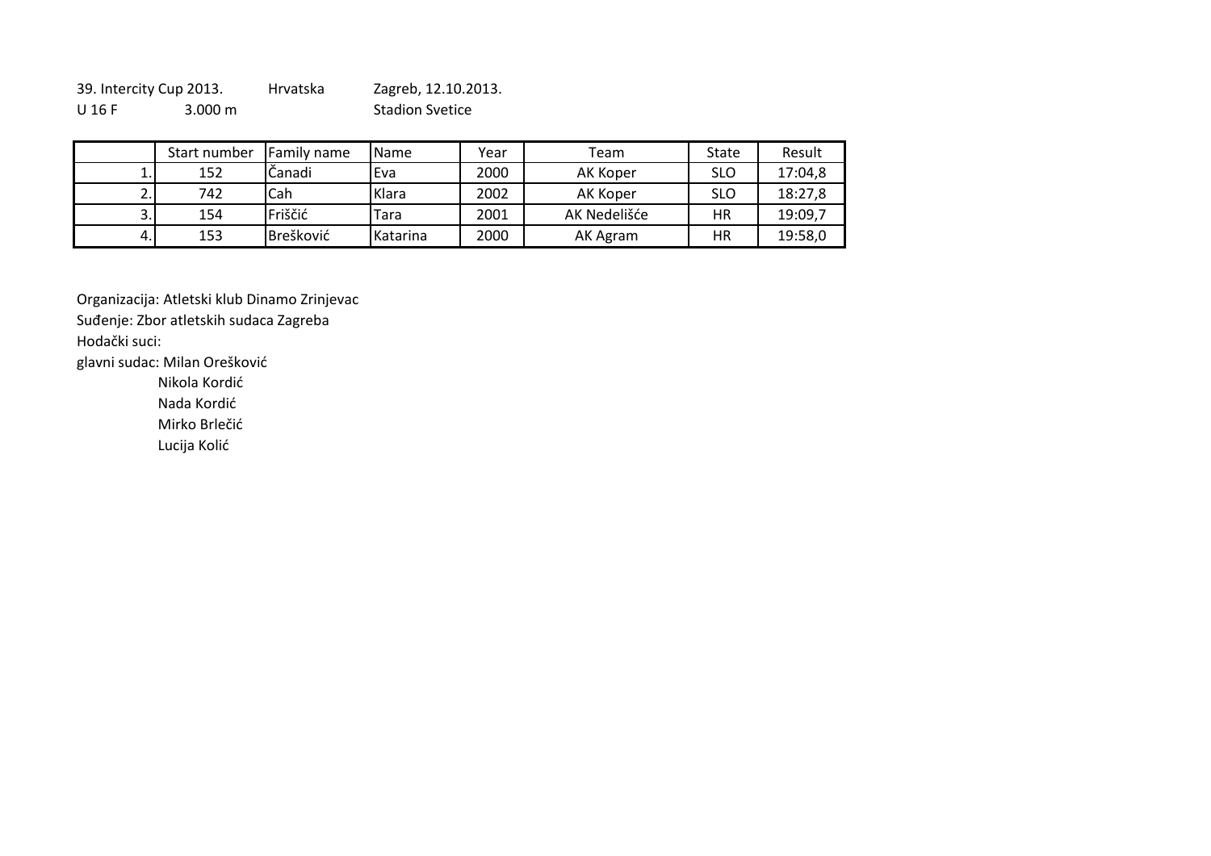39. Intercity Cup 2013. Hrvatska Zagreb, 12.10.2013.

U 16 F 3.000 m Stadion Svetice

| | Start number | Family name | Name | Year | Team | State | Result |
|---|---|---|---|---|---|---|---|
| 1. | 152 | Čanadi | Eva | 2000 | AK Koper | SLO | 17:04,8 |
| 2. | 742 | Cah | Klara | 2002 | AK Koper | SLO | 18:27,8 |
| 3. | 154 | Friščić | Tara | 2001 | AK Nedelišće | HR | 19:09,7 |
| 4. | 153 | Brešković | Katarina | 2000 | AK Agram | HR | 19:58,0 |

Organizacija: Atletski klub Dinamo Zrinjevac

Suđenje: Zbor atletskih sudaca Zagreba

Hodački suci:

glavni sudac: Milan Orešković

Nikola Kordić

Nada Kordić

Mirko Brlečić

Lucija Kolić